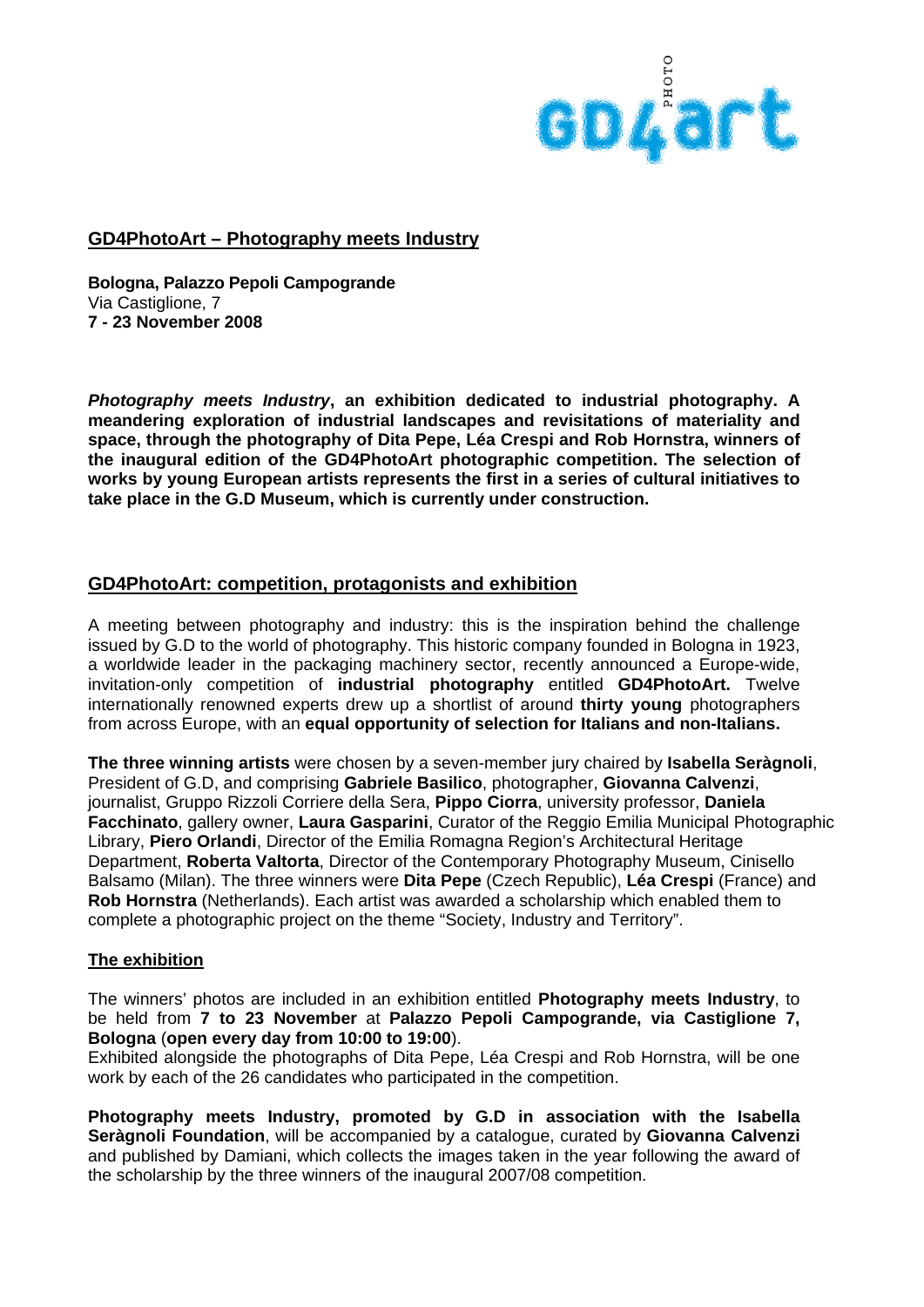## GD4PhotoArt – Photography meets Industry

**Bologna, Palazzo Pepoli Campogrande**
Via Castiglione, 7
**7 - 23 November 2008**

***Photography meets Industry*, an exhibition dedicated to industrial photography. A meandering exploration of industrial landscapes and revisitations of materiality and space, through the photography of Dita Pepe, Léa Crespi and Rob Hornstra, winners of the inaugural edition of the GD4PhotoArt photographic competition. The selection of works by young European artists represents the first in a series of cultural initiatives to take place in the G.D Museum, which is currently under construction.**

## GD4PhotoArt: competition, protagonists and exhibition

A meeting between photography and industry: this is the inspiration behind the challenge issued by G.D to the world of photography. This historic company founded in Bologna in 1923, a worldwide leader in the packaging machinery sector, recently announced a Europe-wide, invitation-only competition of **industrial photography** entitled **GD4PhotoArt.** Twelve internationally renowned experts drew up a shortlist of around **thirty young** photographers from across Europe, with an **equal opportunity of selection for Italians and non-Italians.**

**The three winning artists** were chosen by a seven-member jury chaired by **Isabella Seràgnoli**, President of G.D, and comprising **Gabriele Basilico**, photographer, **Giovanna Calvenzi**, journalist, Gruppo Rizzoli Corriere della Sera, **Pippo Ciorra**, university professor, **Daniela Facchinato**, gallery owner, **Laura Gasparini**, Curator of the Reggio Emilia Municipal Photographic Library, **Piero Orlandi**, Director of the Emilia Romagna Region's Architectural Heritage Department, **Roberta Valtorta**, Director of the Contemporary Photography Museum, Cinisello Balsamo (Milan). The three winners were **Dita Pepe** (Czech Republic), **Léa Crespi** (France) and **Rob Hornstra** (Netherlands). Each artist was awarded a scholarship which enabled them to complete a photographic project on the theme "Society, Industry and Territory".

### The exhibition

The winners' photos are included in an exhibition entitled **Photography meets Industry**, to be held from **7 to 23 November** at **Palazzo Pepoli Campogrande, via Castiglione 7, Bologna** (**open every day from 10:00 to 19:00**).
Exhibited alongside the photographs of Dita Pepe, Léa Crespi and Rob Hornstra, will be one work by each of the 26 candidates who participated in the competition.

**Photography meets Industry, promoted by G.D in association with the Isabella Seràgnoli Foundation**, will be accompanied by a catalogue, curated by **Giovanna Calvenzi** and published by Damiani, which collects the images taken in the year following the award of the scholarship by the three winners of the inaugural 2007/08 competition.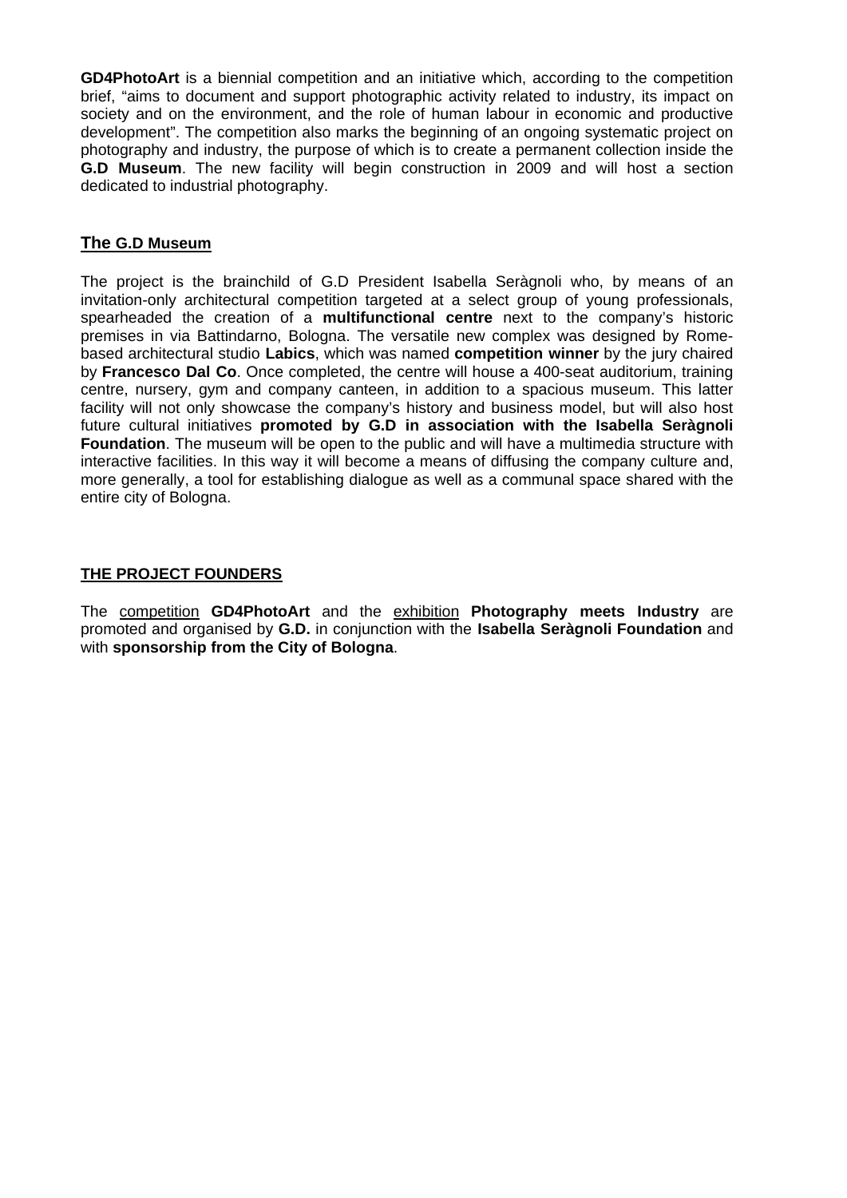**GD4PhotoArt** is a biennial competition and an initiative which, according to the competition brief, "aims to document and support photographic activity related to industry, its impact on society and on the environment, and the role of human labour in economic and productive development". The competition also marks the beginning of an ongoing systematic project on photography and industry, the purpose of which is to create a permanent collection inside the **G.D Museum**. The new facility will begin construction in 2009 and will host a section dedicated to industrial photography.

## The G.D Museum

The project is the brainchild of G.D President Isabella Seràgnoli who, by means of an invitation-only architectural competition targeted at a select group of young professionals, spearheaded the creation of a **multifunctional centre** next to the company's historic premises in via Battindarno, Bologna. The versatile new complex was designed by Rome-based architectural studio **Labics**, which was named **competition winner** by the jury chaired by **Francesco Dal Co**. Once completed, the centre will house a 400-seat auditorium, training centre, nursery, gym and company canteen, in addition to a spacious museum. This latter facility will not only showcase the company's history and business model, but will also host future cultural initiatives **promoted by G.D in association with the Isabella Seràgnoli Foundation**. The museum will be open to the public and will have a multimedia structure with interactive facilities. In this way it will become a means of diffusing the company culture and, more generally, a tool for establishing dialogue as well as a communal space shared with the entire city of Bologna.

## THE PROJECT FOUNDERS

The competition **GD4PhotoArt** and the exhibition **Photography meets Industry** are promoted and organised by **G.D.** in conjunction with the **Isabella Seràgnoli Foundation** and with **sponsorship from the City of Bologna**.